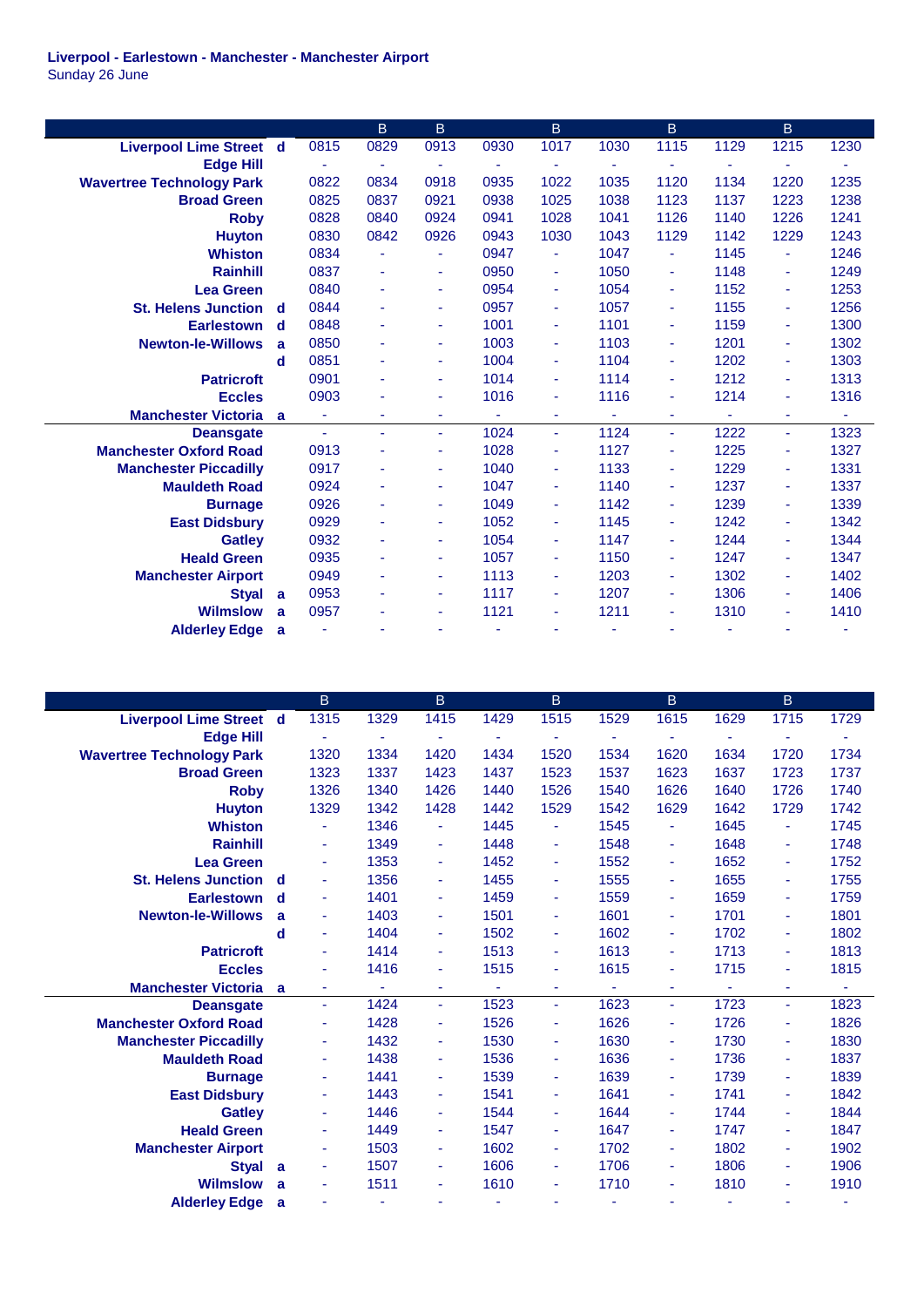**Liverpool - Earlestown - Manchester - Manchester Airport**
Sunday 26 June

| | | | B | B | | B | | B | | B | |
|---|---|---|---|---|---|---|---|---|---|---|---|
| Liverpool Lime Street | d | 0815 | 0829 | 0913 | 0930 | 1017 | 1030 | 1115 | 1129 | 1215 | 1230 |
| Edge Hill | | - | - | - | - | - | - | - | - | - | - |
| Wavertree Technology Park | | 0822 | 0834 | 0918 | 0935 | 1022 | 1035 | 1120 | 1134 | 1220 | 1235 |
| Broad Green | | 0825 | 0837 | 0921 | 0938 | 1025 | 1038 | 1123 | 1137 | 1223 | 1238 |
| Roby | | 0828 | 0840 | 0924 | 0941 | 1028 | 1041 | 1126 | 1140 | 1226 | 1241 |
| Huyton | | 0830 | 0842 | 0926 | 0943 | 1030 | 1043 | 1129 | 1142 | 1229 | 1243 |
| Whiston | | 0834 | - | - | 0947 | - | 1047 | - | 1145 | - | 1246 |
| Rainhill | | 0837 | - | - | 0950 | - | 1050 | - | 1148 | - | 1249 |
| Lea Green | | 0840 | - | - | 0954 | - | 1054 | - | 1152 | - | 1253 |
| St. Helens Junction | d | 0844 | - | - | 0957 | - | 1057 | - | 1155 | - | 1256 |
| Earlestown | d | 0848 | - | - | 1001 | - | 1101 | - | 1159 | - | 1300 |
| Newton-le-Willows | a | 0850 | - | - | 1003 | - | 1103 | - | 1201 | - | 1302 |
| | d | 0851 | - | - | 1004 | - | 1104 | - | 1202 | - | 1303 |
| Patricroft | | 0901 | - | - | 1014 | - | 1114 | - | 1212 | - | 1313 |
| Eccles | | 0903 | - | - | 1016 | - | 1116 | - | 1214 | - | 1316 |
| Manchester Victoria | a | - | - | - | - | - | - | - | - | - | - |
| Deansgate | | - | - | - | 1024 | - | 1124 | - | 1222 | - | 1323 |
| Manchester Oxford Road | | 0913 | - | - | 1028 | - | 1127 | - | 1225 | - | 1327 |
| Manchester Piccadilly | | 0917 | - | - | 1040 | - | 1133 | - | 1229 | - | 1331 |
| Mauldeth Road | | 0924 | - | - | 1047 | - | 1140 | - | 1237 | - | 1337 |
| Burnage | | 0926 | - | - | 1049 | - | 1142 | - | 1239 | - | 1339 |
| East Didsbury | | 0929 | - | - | 1052 | - | 1145 | - | 1242 | - | 1342 |
| Gatley | | 0932 | - | - | 1054 | - | 1147 | - | 1244 | - | 1344 |
| Heald Green | | 0935 | - | - | 1057 | - | 1150 | - | 1247 | - | 1347 |
| Manchester Airport | | 0949 | - | - | 1113 | - | 1203 | - | 1302 | - | 1402 |
| Styal | a | 0953 | - | - | 1117 | - | 1207 | - | 1306 | - | 1406 |
| Wilmslow | a | 0957 | - | - | 1121 | - | 1211 | - | 1310 | - | 1410 |
| Alderley Edge | a | - | - | - | - | - | - | - | - | - | - |

| | | B | | B | | B | | B | | B | |
|---|---|---|---|---|---|---|---|---|---|---|---|
| Liverpool Lime Street | d | 1315 | 1329 | 1415 | 1429 | 1515 | 1529 | 1615 | 1629 | 1715 | 1729 |
| Edge Hill | | - | - | - | - | - | - | - | - | - | - |
| Wavertree Technology Park | | 1320 | 1334 | 1420 | 1434 | 1520 | 1534 | 1620 | 1634 | 1720 | 1734 |
| Broad Green | | 1323 | 1337 | 1423 | 1437 | 1523 | 1537 | 1623 | 1637 | 1723 | 1737 |
| Roby | | 1326 | 1340 | 1426 | 1440 | 1526 | 1540 | 1626 | 1640 | 1726 | 1740 |
| Huyton | | 1329 | 1342 | 1428 | 1442 | 1529 | 1542 | 1629 | 1642 | 1729 | 1742 |
| Whiston | | - | 1346 | - | 1445 | - | 1545 | - | 1645 | - | 1745 |
| Rainhill | | - | 1349 | - | 1448 | - | 1548 | - | 1648 | - | 1748 |
| Lea Green | | - | 1353 | - | 1452 | - | 1552 | - | 1652 | - | 1752 |
| St. Helens Junction | d | - | 1356 | - | 1455 | - | 1555 | - | 1655 | - | 1755 |
| Earlestown | d | - | 1401 | - | 1459 | - | 1559 | - | 1659 | - | 1759 |
| Newton-le-Willows | a | - | 1403 | - | 1501 | - | 1601 | - | 1701 | - | 1801 |
| | d | - | 1404 | - | 1502 | - | 1602 | - | 1702 | - | 1802 |
| Patricroft | | - | 1414 | - | 1513 | - | 1613 | - | 1713 | - | 1813 |
| Eccles | | - | 1416 | - | 1515 | - | 1615 | - | 1715 | - | 1815 |
| Manchester Victoria | a | - | - | - | - | - | - | - | - | - | - |
| Deansgate | | - | 1424 | - | 1523 | - | 1623 | - | 1723 | - | 1823 |
| Manchester Oxford Road | | - | 1428 | - | 1526 | - | 1626 | - | 1726 | - | 1826 |
| Manchester Piccadilly | | - | 1432 | - | 1530 | - | 1630 | - | 1730 | - | 1830 |
| Mauldeth Road | | - | 1438 | - | 1536 | - | 1636 | - | 1736 | - | 1837 |
| Burnage | | - | 1441 | - | 1539 | - | 1639 | - | 1739 | - | 1839 |
| East Didsbury | | - | 1443 | - | 1541 | - | 1641 | - | 1741 | - | 1842 |
| Gatley | | - | 1446 | - | 1544 | - | 1644 | - | 1744 | - | 1844 |
| Heald Green | | - | 1449 | - | 1547 | - | 1647 | - | 1747 | - | 1847 |
| Manchester Airport | | - | 1503 | - | 1602 | - | 1702 | - | 1802 | - | 1902 |
| Styal | a | - | 1507 | - | 1606 | - | 1706 | - | 1806 | - | 1906 |
| Wilmslow | a | - | 1511 | - | 1610 | - | 1710 | - | 1810 | - | 1910 |
| Alderley Edge | a | - | - | - | - | - | - | - | - | - | - |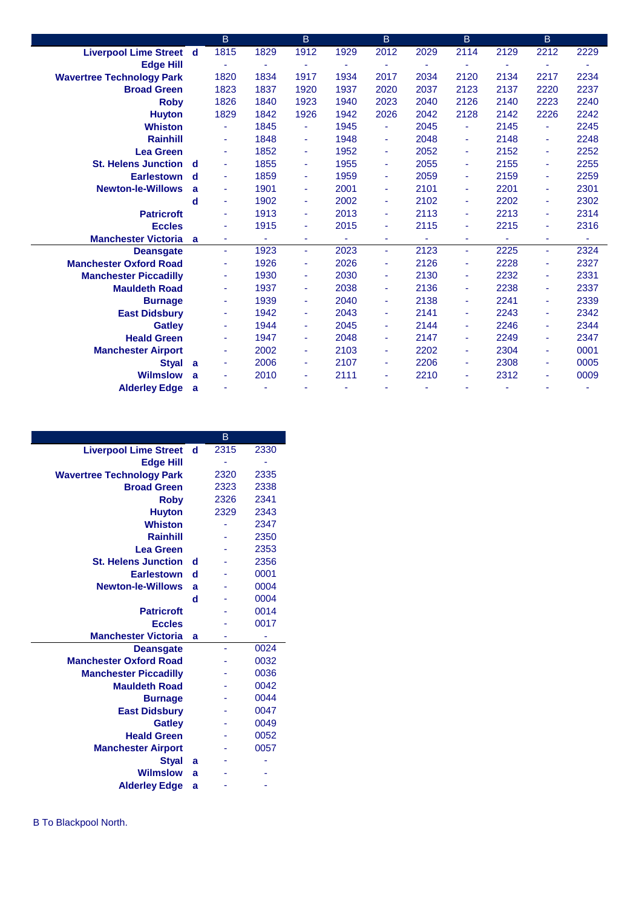| | | B | | B | | B | | B | | B | |
|---|---|---|---|---|---|---|---|---|---|---|---|
| Liverpool Lime Street | d | 1815 | 1829 | 1912 | 1929 | 2012 | 2029 | 2114 | 2129 | 2212 | 2229 |
| Edge Hill | | - | - | - | - | - | - | - | - | - | - |
| Wavertree Technology Park | | 1820 | 1834 | 1917 | 1934 | 2017 | 2034 | 2120 | 2134 | 2217 | 2234 |
| Broad Green | | 1823 | 1837 | 1920 | 1937 | 2020 | 2037 | 2123 | 2137 | 2220 | 2237 |
| Roby | | 1826 | 1840 | 1923 | 1940 | 2023 | 2040 | 2126 | 2140 | 2223 | 2240 |
| Huyton | | 1829 | 1842 | 1926 | 1942 | 2026 | 2042 | 2128 | 2142 | 2226 | 2242 |
| Whiston | | - | 1845 | - | 1945 | - | 2045 | - | 2145 | - | 2245 |
| Rainhill | | - | 1848 | - | 1948 | - | 2048 | - | 2148 | - | 2248 |
| Lea Green | | - | 1852 | - | 1952 | - | 2052 | - | 2152 | - | 2252 |
| St. Helens Junction | d | - | 1855 | - | 1955 | - | 2055 | - | 2155 | - | 2255 |
| Earlestown | d | - | 1859 | - | 1959 | - | 2059 | - | 2159 | - | 2259 |
| Newton-le-Willows | a | - | 1901 | - | 2001 | - | 2101 | - | 2201 | - | 2301 |
| | d | - | 1902 | - | 2002 | - | 2102 | - | 2202 | - | 2302 |
| Patricroft | | - | 1913 | - | 2013 | - | 2113 | - | 2213 | - | 2314 |
| Eccles | | - | 1915 | - | 2015 | - | 2115 | - | 2215 | - | 2316 |
| Manchester Victoria | a | - | - | - | - | - | - | - | - | - | - |
| Deansgate | | - | 1923 | - | 2023 | - | 2123 | - | 2225 | - | 2324 |
| Manchester Oxford Road | | - | 1926 | - | 2026 | - | 2126 | - | 2228 | - | 2327 |
| Manchester Piccadilly | | - | 1930 | - | 2030 | - | 2130 | - | 2232 | - | 2331 |
| Mauldeth Road | | - | 1937 | - | 2038 | - | 2136 | - | 2238 | - | 2337 |
| Burnage | | - | 1939 | - | 2040 | - | 2138 | - | 2241 | - | 2339 |
| East Didsbury | | - | 1942 | - | 2043 | - | 2141 | - | 2243 | - | 2342 |
| Gatley | | - | 1944 | - | 2045 | - | 2144 | - | 2246 | - | 2344 |
| Heald Green | | - | 1947 | - | 2048 | - | 2147 | - | 2249 | - | 2347 |
| Manchester Airport | | - | 2002 | - | 2103 | - | 2202 | - | 2304 | - | 0001 |
| Styal | a | - | 2006 | - | 2107 | - | 2206 | - | 2308 | - | 0005 |
| Wilmslow | a | - | 2010 | - | 2111 | - | 2210 | - | 2312 | - | 0009 |
| Alderley Edge | a | - | - | - | - | - | - | - | - | - | - |

| | | B | |
|---|---|---|---|
| Liverpool Lime Street | d | 2315 | 2330 |
| Edge Hill | | - | - |
| Wavertree Technology Park | | 2320 | 2335 |
| Broad Green | | 2323 | 2338 |
| Roby | | 2326 | 2341 |
| Huyton | | 2329 | 2343 |
| Whiston | | - | 2347 |
| Rainhill | | - | 2350 |
| Lea Green | | - | 2353 |
| St. Helens Junction | d | - | 2356 |
| Earlestown | d | - | 0001 |
| Newton-le-Willows | a | - | 0004 |
| | d | - | 0004 |
| Patricroft | | - | 0014 |
| Eccles | | - | 0017 |
| Manchester Victoria | a | - | - |
| Deansgate | | - | 0024 |
| Manchester Oxford Road | | - | 0032 |
| Manchester Piccadilly | | - | 0036 |
| Mauldeth Road | | - | 0042 |
| Burnage | | - | 0044 |
| East Didsbury | | - | 0047 |
| Gatley | | - | 0049 |
| Heald Green | | - | 0052 |
| Manchester Airport | | - | 0057 |
| Styal | a | - | - |
| Wilmslow | a | - | - |
| Alderley Edge | a | - | - |

B To Blackpool North.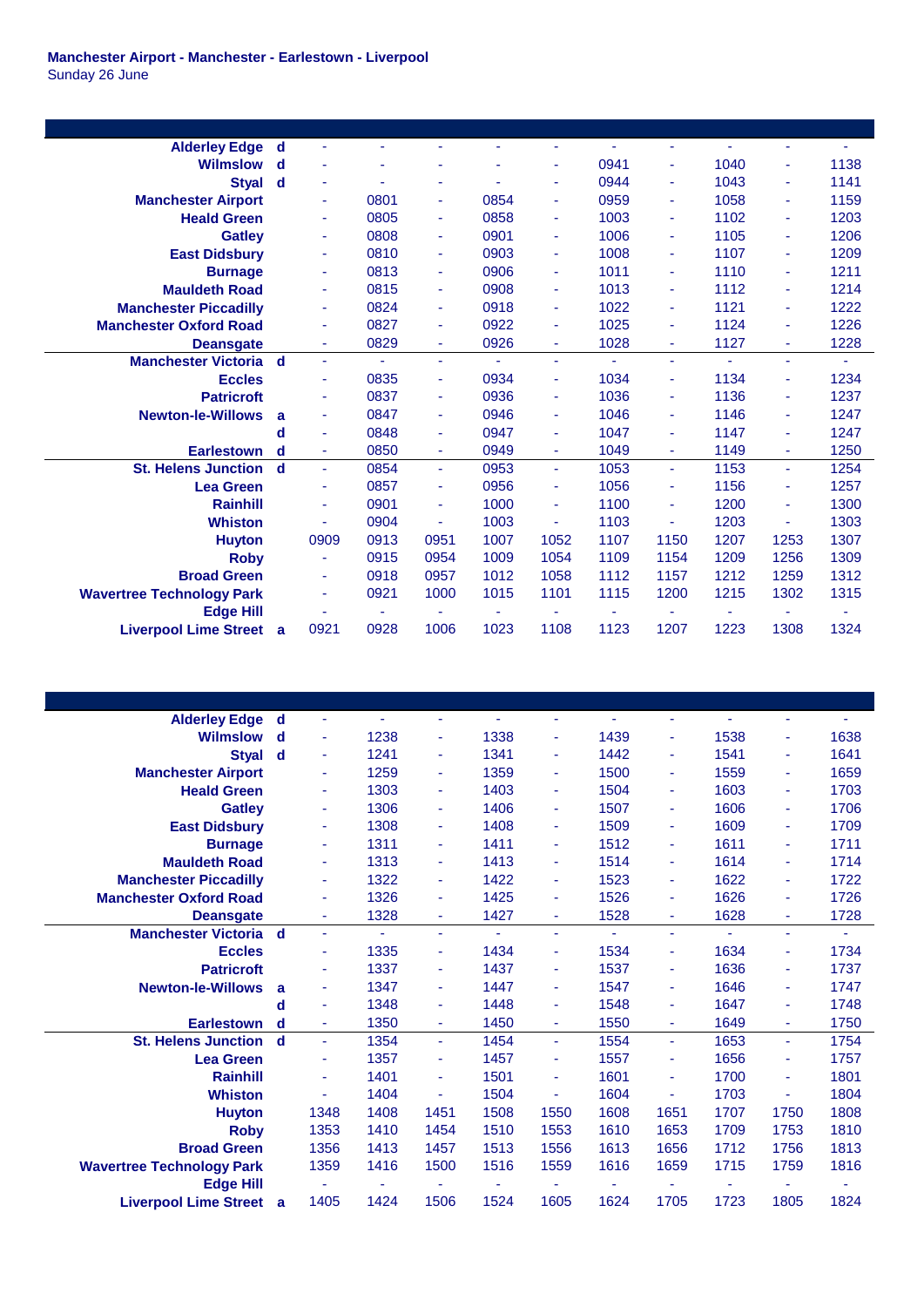**Manchester Airport - Manchester - Earlestown - Liverpool**
Sunday 26 June

| Station | | | | | | | | | | | |
|---|---|---|---|---|---|---|---|---|---|---|---|
| Alderley Edge | d | - | - | - | - | - | - | - | - | - | - |
| Wilmslow | d | - | - | - | - | - | 0941 | - | 1040 | - | 1138 |
| Styal | d | - | - | - | - | - | 0944 | - | 1043 | - | 1141 |
| Manchester Airport | | - | 0801 | - | 0854 | - | 0959 | - | 1058 | - | 1159 |
| Heald Green | | - | 0805 | - | 0858 | - | 1003 | - | 1102 | - | 1203 |
| Gatley | | - | 0808 | - | 0901 | - | 1006 | - | 1105 | - | 1206 |
| East Didsbury | | - | 0810 | - | 0903 | - | 1008 | - | 1107 | - | 1209 |
| Burnage | | - | 0813 | - | 0906 | - | 1011 | - | 1110 | - | 1211 |
| Mauldeth Road | | - | 0815 | - | 0908 | - | 1013 | - | 1112 | - | 1214 |
| Manchester Piccadilly | | - | 0824 | - | 0918 | - | 1022 | - | 1121 | - | 1222 |
| Manchester Oxford Road | | - | 0827 | - | 0922 | - | 1025 | - | 1124 | - | 1226 |
| Deansgate | | - | 0829 | - | 0926 | - | 1028 | - | 1127 | - | 1228 |
| Manchester Victoria | d | - | - | - | - | - | - | - | - | - | - |
| Eccles | | - | 0835 | - | 0934 | - | 1034 | - | 1134 | - | 1234 |
| Patricroft | | - | 0837 | - | 0936 | - | 1036 | - | 1136 | - | 1237 |
| Newton-le-Willows | a | - | 0847 | - | 0946 | - | 1046 | - | 1146 | - | 1247 |
| | d | - | 0848 | - | 0947 | - | 1047 | - | 1147 | - | 1247 |
| Earlestown | d | - | 0850 | - | 0949 | - | 1049 | - | 1149 | - | 1250 |
| St. Helens Junction | d | - | 0854 | - | 0953 | - | 1053 | - | 1153 | - | 1254 |
| Lea Green | | - | 0857 | - | 0956 | - | 1056 | - | 1156 | - | 1257 |
| Rainhill | | - | 0901 | - | 1000 | - | 1100 | - | 1200 | - | 1300 |
| Whiston | | - | 0904 | - | 1003 | - | 1103 | - | 1203 | - | 1303 |
| Huyton | | 0909 | 0913 | 0951 | 1007 | 1052 | 1107 | 1150 | 1207 | 1253 | 1307 |
| Roby | | - | 0915 | 0954 | 1009 | 1054 | 1109 | 1154 | 1209 | 1256 | 1309 |
| Broad Green | | - | 0918 | 0957 | 1012 | 1058 | 1112 | 1157 | 1212 | 1259 | 1312 |
| Wavertree Technology Park | | - | 0921 | 1000 | 1015 | 1101 | 1115 | 1200 | 1215 | 1302 | 1315 |
| Edge Hill | | - | - | - | - | - | - | - | - | - | - |
| Liverpool Lime Street | a | 0921 | 0928 | 1006 | 1023 | 1108 | 1123 | 1207 | 1223 | 1308 | 1324 |

| Station | | | | | | | | | | | |
|---|---|---|---|---|---|---|---|---|---|---|---|
| Alderley Edge | d | - | - | - | - | - | - | - | - | - | - |
| Wilmslow | d | - | 1238 | - | 1338 | - | 1439 | - | 1538 | - | 1638 |
| Styal | d | - | 1241 | - | 1341 | - | 1442 | - | 1541 | - | 1641 |
| Manchester Airport | | - | 1259 | - | 1359 | - | 1500 | - | 1559 | - | 1659 |
| Heald Green | | - | 1303 | - | 1403 | - | 1504 | - | 1603 | - | 1703 |
| Gatley | | - | 1306 | - | 1406 | - | 1507 | - | 1606 | - | 1706 |
| East Didsbury | | - | 1308 | - | 1408 | - | 1509 | - | 1609 | - | 1709 |
| Burnage | | - | 1311 | - | 1411 | - | 1512 | - | 1611 | - | 1711 |
| Mauldeth Road | | - | 1313 | - | 1413 | - | 1514 | - | 1614 | - | 1714 |
| Manchester Piccadilly | | - | 1322 | - | 1422 | - | 1523 | - | 1622 | - | 1722 |
| Manchester Oxford Road | | - | 1326 | - | 1425 | - | 1526 | - | 1626 | - | 1726 |
| Deansgate | | - | 1328 | - | 1427 | - | 1528 | - | 1628 | - | 1728 |
| Manchester Victoria | d | - | - | - | - | - | - | - | - | - | - |
| Eccles | | - | 1335 | - | 1434 | - | 1534 | - | 1634 | - | 1734 |
| Patricroft | | - | 1337 | - | 1437 | - | 1537 | - | 1636 | - | 1737 |
| Newton-le-Willows | a | - | 1347 | - | 1447 | - | 1547 | - | 1646 | - | 1747 |
| | d | - | 1348 | - | 1448 | - | 1548 | - | 1647 | - | 1748 |
| Earlestown | d | - | 1350 | - | 1450 | - | 1550 | - | 1649 | - | 1750 |
| St. Helens Junction | d | - | 1354 | - | 1454 | - | 1554 | - | 1653 | - | 1754 |
| Lea Green | | - | 1357 | - | 1457 | - | 1557 | - | 1656 | - | 1757 |
| Rainhill | | - | 1401 | - | 1501 | - | 1601 | - | 1700 | - | 1801 |
| Whiston | | - | 1404 | - | 1504 | - | 1604 | - | 1703 | - | 1804 |
| Huyton | | 1348 | 1408 | 1451 | 1508 | 1550 | 1608 | 1651 | 1707 | 1750 | 1808 |
| Roby | | 1353 | 1410 | 1454 | 1510 | 1553 | 1610 | 1653 | 1709 | 1753 | 1810 |
| Broad Green | | 1356 | 1413 | 1457 | 1513 | 1556 | 1613 | 1656 | 1712 | 1756 | 1813 |
| Wavertree Technology Park | | 1359 | 1416 | 1500 | 1516 | 1559 | 1616 | 1659 | 1715 | 1759 | 1816 |
| Edge Hill | | - | - | - | - | - | - | - | - | - | - |
| Liverpool Lime Street | a | 1405 | 1424 | 1506 | 1524 | 1605 | 1624 | 1705 | 1723 | 1805 | 1824 |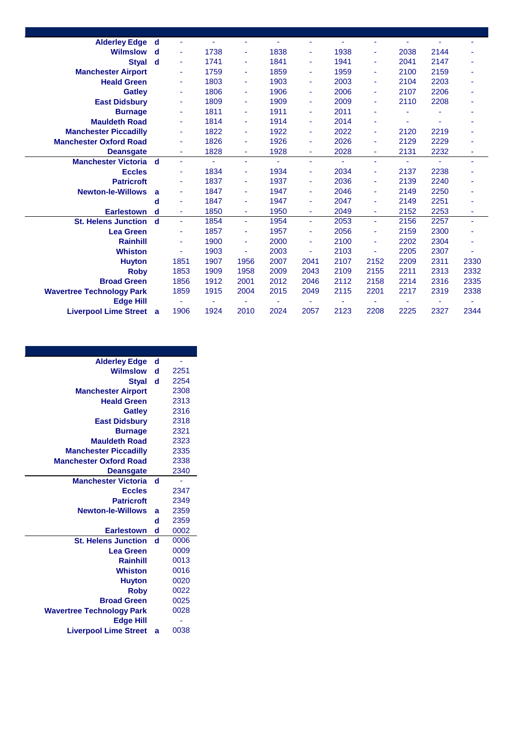| | | | | | | | | | | | |
|---|---|---|---|---|---|---|---|---|---|---|---|
| Alderley Edge | d | - | - | - | - | - | - | - | - | - | - |
| Wilmslow | d | - | 1738 | - | 1838 | - | 1938 | - | 2038 | 2144 | - |
| Styal | d | - | 1741 | - | 1841 | - | 1941 | - | 2041 | 2147 | - |
| Manchester Airport | | - | 1759 | - | 1859 | - | 1959 | - | 2100 | 2159 | - |
| Heald Green | | - | 1803 | - | 1903 | - | 2003 | - | 2104 | 2203 | - |
| Gatley | | - | 1806 | - | 1906 | - | 2006 | - | 2107 | 2206 | - |
| East Didsbury | | - | 1809 | - | 1909 | - | 2009 | - | 2110 | 2208 | - |
| Burnage | | - | 1811 | - | 1911 | - | 2011 | - | - | - | - |
| Mauldeth Road | | - | 1814 | - | 1914 | - | 2014 | - | - | - | - |
| Manchester Piccadilly | | - | 1822 | - | 1922 | - | 2022 | - | 2120 | 2219 | - |
| Manchester Oxford Road | | - | 1826 | - | 1926 | - | 2026 | - | 2129 | 2229 | - |
| Deansgate | | - | 1828 | - | 1928 | - | 2028 | - | 2131 | 2232 | - |
| Manchester Victoria | d | - | - | - | - | - | - | - | - | - | - |
| Eccles | | - | 1834 | - | 1934 | - | 2034 | - | 2137 | 2238 | - |
| Patricroft | | - | 1837 | - | 1937 | - | 2036 | - | 2139 | 2240 | - |
| Newton-le-Willows | a | - | 1847 | - | 1947 | - | 2046 | - | 2149 | 2250 | - |
| | d | - | 1847 | - | 1947 | - | 2047 | - | 2149 | 2251 | - |
| Earlestown | d | - | 1850 | - | 1950 | - | 2049 | - | 2152 | 2253 | - |
| St. Helens Junction | d | - | 1854 | - | 1954 | - | 2053 | - | 2156 | 2257 | - |
| Lea Green | | - | 1857 | - | 1957 | - | 2056 | - | 2159 | 2300 | - |
| Rainhill | | - | 1900 | - | 2000 | - | 2100 | - | 2202 | 2304 | - |
| Whiston | | - | 1903 | - | 2003 | - | 2103 | - | 2205 | 2307 | - |
| Huyton | | 1851 | 1907 | 1956 | 2007 | 2041 | 2107 | 2152 | 2209 | 2311 | 2330 |
| Roby | | 1853 | 1909 | 1958 | 2009 | 2043 | 2109 | 2155 | 2211 | 2313 | 2332 |
| Broad Green | | 1856 | 1912 | 2001 | 2012 | 2046 | 2112 | 2158 | 2214 | 2316 | 2335 |
| Wavertree Technology Park | | 1859 | 1915 | 2004 | 2015 | 2049 | 2115 | 2201 | 2217 | 2319 | 2338 |
| Edge Hill | | - | - | - | - | - | - | - | - | - | - |
| Liverpool Lime Street | a | 1906 | 1924 | 2010 | 2024 | 2057 | 2123 | 2208 | 2225 | 2327 | 2344 |

| | | |
|---|---|---|
| Alderley Edge | d | - |
| Wilmslow | d | 2251 |
| Styal | d | 2254 |
| Manchester Airport | | 2308 |
| Heald Green | | 2313 |
| Gatley | | 2316 |
| East Didsbury | | 2318 |
| Burnage | | 2321 |
| Mauldeth Road | | 2323 |
| Manchester Piccadilly | | 2335 |
| Manchester Oxford Road | | 2338 |
| Deansgate | | 2340 |
| Manchester Victoria | d | - |
| Eccles | | 2347 |
| Patricroft | | 2349 |
| Newton-le-Willows | a | 2359 |
| | d | 2359 |
| Earlestown | d | 0002 |
| St. Helens Junction | d | 0006 |
| Lea Green | | 0009 |
| Rainhill | | 0013 |
| Whiston | | 0016 |
| Huyton | | 0020 |
| Roby | | 0022 |
| Broad Green | | 0025 |
| Wavertree Technology Park | | 0028 |
| Edge Hill | | - |
| Liverpool Lime Street | a | 0038 |